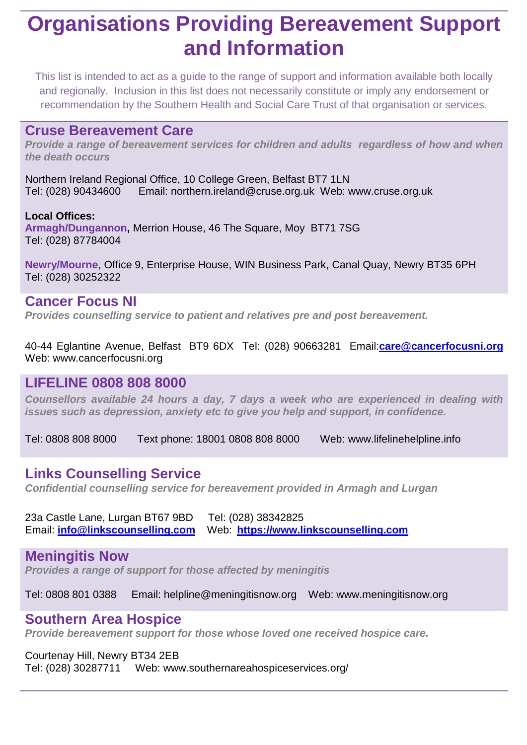# Organisations Providing Bereavement Support and Information

This list is intended to act as a guide to the range of support and information available both locally and regionally. Inclusion in this list does not necessarily constitute or imply any endorsement or recommendation by the Southern Health and Social Care Trust of that organisation or services.

## Cruse Bereavement Care

***Provide a range of bereavement services for children and adults regardless of how and when the death occurs***

Northern Ireland Regional Office, 10 College Green, Belfast BT7 1LN
Tel: (028) 90434600 Email: northern.ireland@cruse.org.uk Web: www.cruse.org.uk

**Local Offices:**
**Armagh/Dungannon,** Merrion House, 46 The Square, Moy BT71 7SG
Tel: (028) 87784004

**Newry/Mourne**, Office 9, Enterprise House, WIN Business Park, Canal Quay, Newry BT35 6PH
Tel: (028) 30252322

## Cancer Focus NI

***Provides counselling service to patient and relatives pre and post bereavement.***

40-44 Eglantine Avenue, Belfast BT9 6DX Tel: (028) 90663281 Email:**care@cancerfocusni.org**
Web: www.cancerfocusni.org

## LIFELINE 0808 808 8000

***Counsellors available 24 hours a day, 7 days a week who are experienced in dealing with issues such as depression, anxiety etc to give you help and support, in confidence.***

Tel: 0808 808 8000 Text phone: 18001 0808 808 8000 Web: www.lifelinehelpline.info

## Links Counselling Service

***Confidential counselling service for bereavement provided in Armagh and Lurgan***

23a Castle Lane, Lurgan BT67 9BD Tel: (028) 38342825
Email: **info@linkscounselling.com** Web: **https://www.linkscounselling.com**

## Meningitis Now

***Provides a range of support for those affected by meningitis***

Tel: 0808 801 0388 Email: helpline@meningitisnow.org Web: www.meningitisnow.org

## Southern Area Hospice

***Provide bereavement support for those whose loved one received hospice care.***

Courtenay Hill, Newry BT34 2EB
Tel: (028) 30287711 Web: www.southernareahospiceservices.org/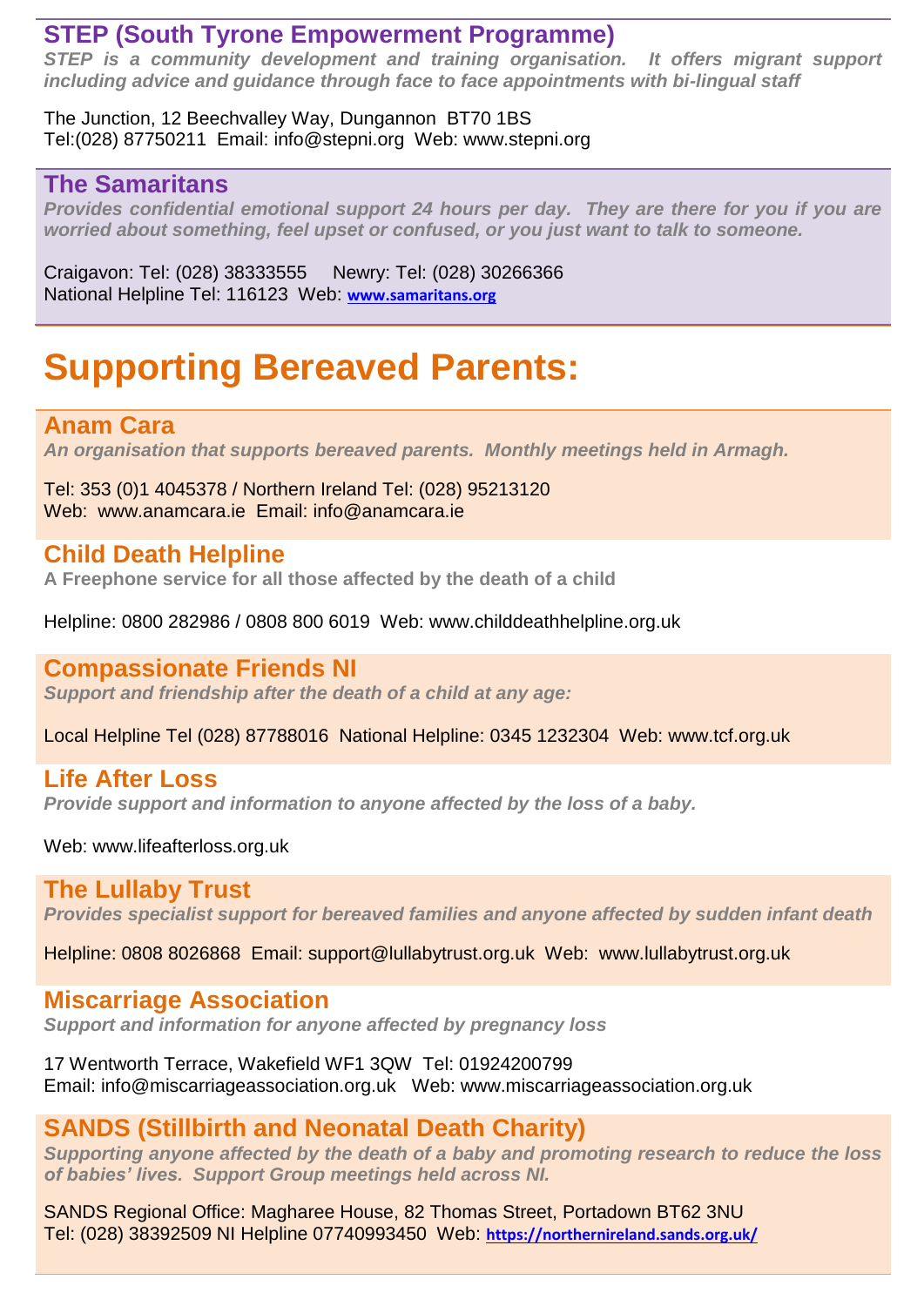## STEP (South Tyrone Empowerment Programme)

*STEP is a community development and training organisation. It offers migrant support including advice and guidance through face to face appointments with bi-lingual staff*

The Junction, 12 Beechvalley Way, Dungannon BT70 1BS
Tel:(028) 87750211 Email: info@stepni.org Web: www.stepni.org

## The Samaritans

*Provides confidential emotional support 24 hours per day. They are there for you if you are worried about something, feel upset or confused, or you just want to talk to someone.*

Craigavon: Tel: (028) 38333555 Newry: Tel: (028) 30266366
National Helpline Tel: 116123 Web: www.samaritans.org

# Supporting Bereaved Parents:

## Anam Cara

*An organisation that supports bereaved parents. Monthly meetings held in Armagh.*

Tel: 353 (0)1 4045378 / Northern Ireland Tel: (028) 95213120
Web: www.anamcara.ie Email: info@anamcara.ie

## Child Death Helpline

A Freephone service for all those affected by the death of a child

Helpline: 0800 282986 / 0808 800 6019 Web: www.childdeathhelpline.org.uk

## Compassionate Friends NI

*Support and friendship after the death of a child at any age:*

Local Helpline Tel (028) 87788016 National Helpline: 0345 1232304 Web: www.tcf.org.uk

## Life After Loss

*Provide support and information to anyone affected by the loss of a baby.*

Web: www.lifeafterloss.org.uk

## The Lullaby Trust

*Provides specialist support for bereaved families and anyone affected by sudden infant death*

Helpline: 0808 8026868 Email: support@lullabytrust.org.uk Web: www.lullabytrust.org.uk

## Miscarriage Association

*Support and information for anyone affected by pregnancy loss*

17 Wentworth Terrace, Wakefield WF1 3QW Tel: 01924200799
Email: info@miscarriageassociation.org.uk Web: www.miscarriageassociation.org.uk

## SANDS (Stillbirth and Neonatal Death Charity)

*Supporting anyone affected by the death of a baby and promoting research to reduce the loss of babies' lives. Support Group meetings held across NI.*

SANDS Regional Office: Magharee House, 82 Thomas Street, Portadown BT62 3NU
Tel: (028) 38392509 NI Helpline 07740993450 Web: https://northernireland.sands.org.uk/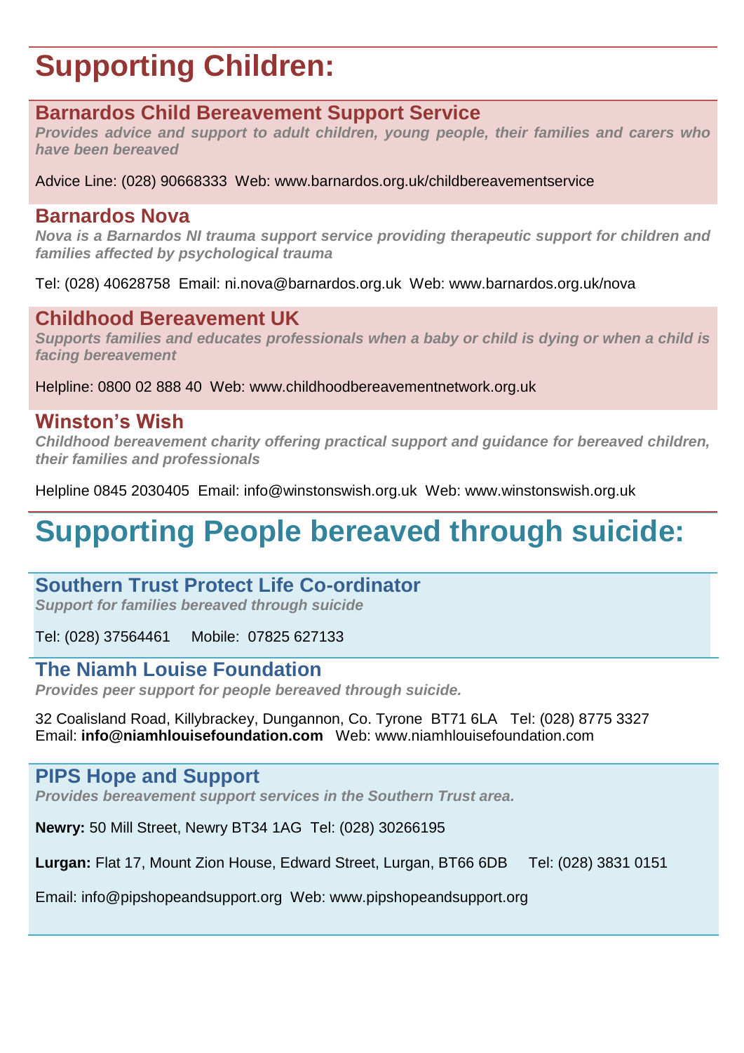# Supporting Children:

## Barnardos Child Bereavement Support Service

***Provides advice and support to adult children, young people, their families and carers who have been bereaved***

Advice Line: (028) 90668333  Web: www.barnardos.org.uk/childbereavementservice

## Barnardos Nova

***Nova is a Barnardos NI trauma support service providing therapeutic support for children and families affected by psychological trauma***

Tel: (028) 40628758  Email: ni.nova@barnardos.org.uk  Web: www.barnardos.org.uk/nova

## Childhood Bereavement UK

***Supports families and educates professionals when a baby or child is dying or when a child is facing bereavement***

Helpline: 0800 02 888 40  Web: www.childhoodbereavementnetwork.org.uk

## Winston's Wish

***Childhood bereavement charity offering practical support and guidance for bereaved children, their families and professionals***

Helpline 0845 2030405  Email: info@winstonswish.org.uk  Web: www.winstonswish.org.uk

# Supporting People bereaved through suicide:

## Southern Trust Protect Life Co-ordinator

***Support for families bereaved through suicide***

Tel: (028) 37564461     Mobile:  07825 627133

## The Niamh Louise Foundation

***Provides peer support for people bereaved through suicide.***

32 Coalisland Road, Killybrackey, Dungannon, Co. Tyrone  BT71 6LA   Tel: (028) 8775 3327
Email: **info@niamhlouisefoundation.com**   Web: www.niamhlouisefoundation.com

## PIPS Hope and Support

***Provides bereavement support services in the Southern Trust area.***

**Newry:** 50 Mill Street, Newry BT34 1AG  Tel: (028) 30266195

**Lurgan:** Flat 17, Mount Zion House, Edward Street, Lurgan, BT66 6DB     Tel: (028) 3831 0151

Email: info@pipshopeandsupport.org  Web: www.pipshopeandsupport.org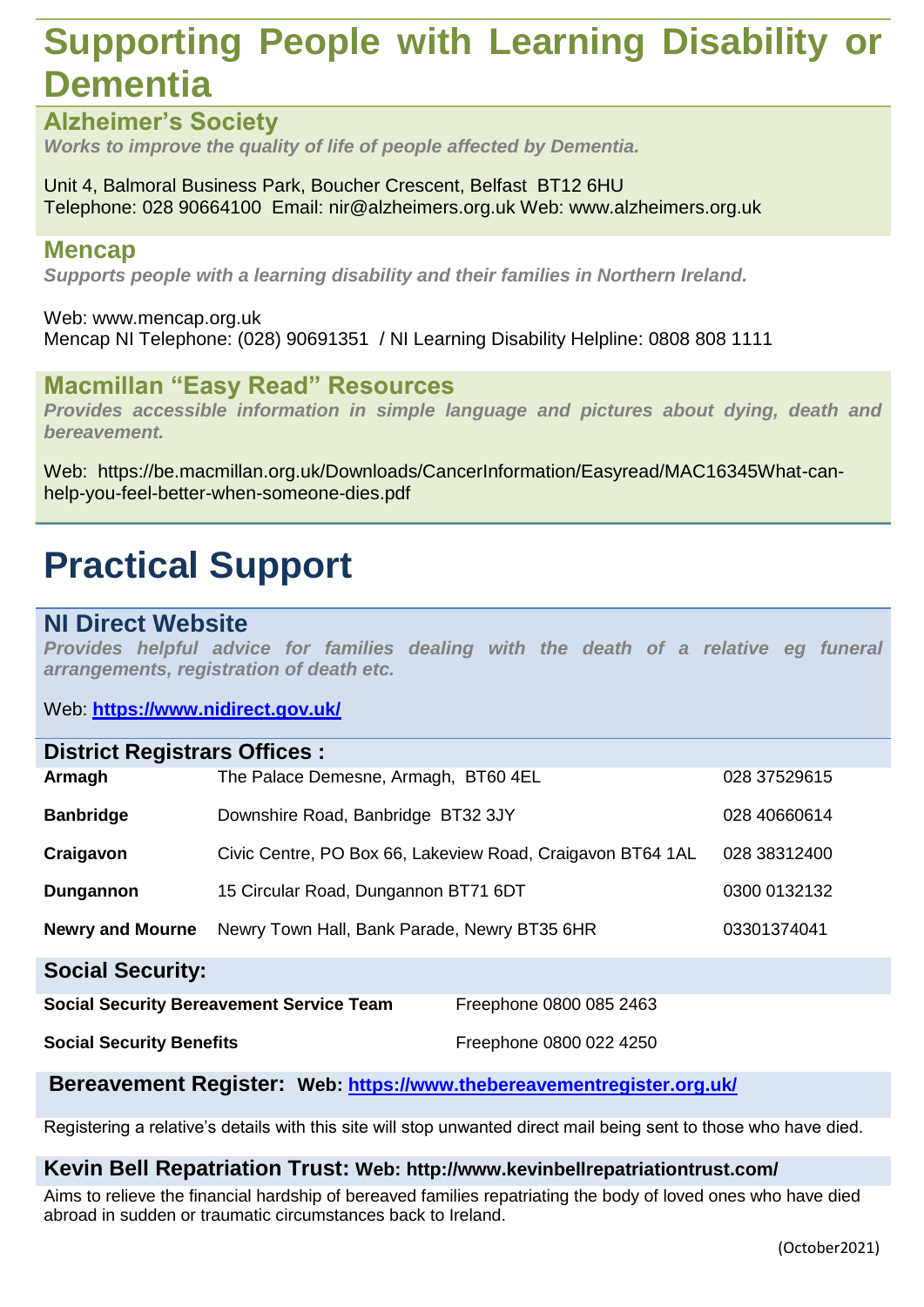# Supporting People with Learning Disability or Dementia

## Alzheimer's Society

***Works to improve the quality of life of people affected by Dementia.***

Unit 4, Balmoral Business Park, Boucher Crescent, Belfast BT12 6HU
Telephone: 028 90664100 Email: nir@alzheimers.org.uk Web: www.alzheimers.org.uk

## Mencap

***Supports people with a learning disability and their families in Northern Ireland.***

Web: www.mencap.org.uk
Mencap NI Telephone: (028) 90691351 / NI Learning Disability Helpline: 0808 808 1111

## Macmillan "Easy Read" Resources

***Provides accessible information in simple language and pictures about dying, death and bereavement.***

Web: https://be.macmillan.org.uk/Downloads/CancerInformation/Easyread/MAC16345What-can-help-you-feel-better-when-someone-dies.pdf

# Practical Support

## NI Direct Website

***Provides helpful advice for families dealing with the death of a relative eg funeral arrangements, registration of death etc.***

Web: **https://www.nidirect.gov.uk/**

### District Registrars Offices :

| | | |
|---|---|---|
| **Armagh** | The Palace Demesne, Armagh, BT60 4EL | 028 37529615 |
| **Banbridge** | Downshire Road, Banbridge BT32 3JY | 028 40660614 |
| **Craigavon** | Civic Centre, PO Box 66, Lakeview Road, Craigavon BT64 1AL | 028 38312400 |
| **Dungannon** | 15 Circular Road, Dungannon BT71 6DT | 0300 0132132 |
| **Newry and Mourne** | Newry Town Hall, Bank Parade, Newry BT35 6HR | 03301374041 |

### Social Security:

| | |
|---|---|
| **Social Security Bereavement Service Team** | Freephone 0800 085 2463 |
| **Social Security Benefits** | Freephone 0800 022 4250 |

### Bereavement Register: Web: https://www.thebereavementregister.org.uk/

Registering a relative's details with this site will stop unwanted direct mail being sent to those who have died.

### Kevin Bell Repatriation Trust: Web: http://www.kevinbellrepatriationtrust.com/

Aims to relieve the financial hardship of bereaved families repatriating the body of loved ones who have died abroad in sudden or traumatic circumstances back to Ireland.

(October2021)